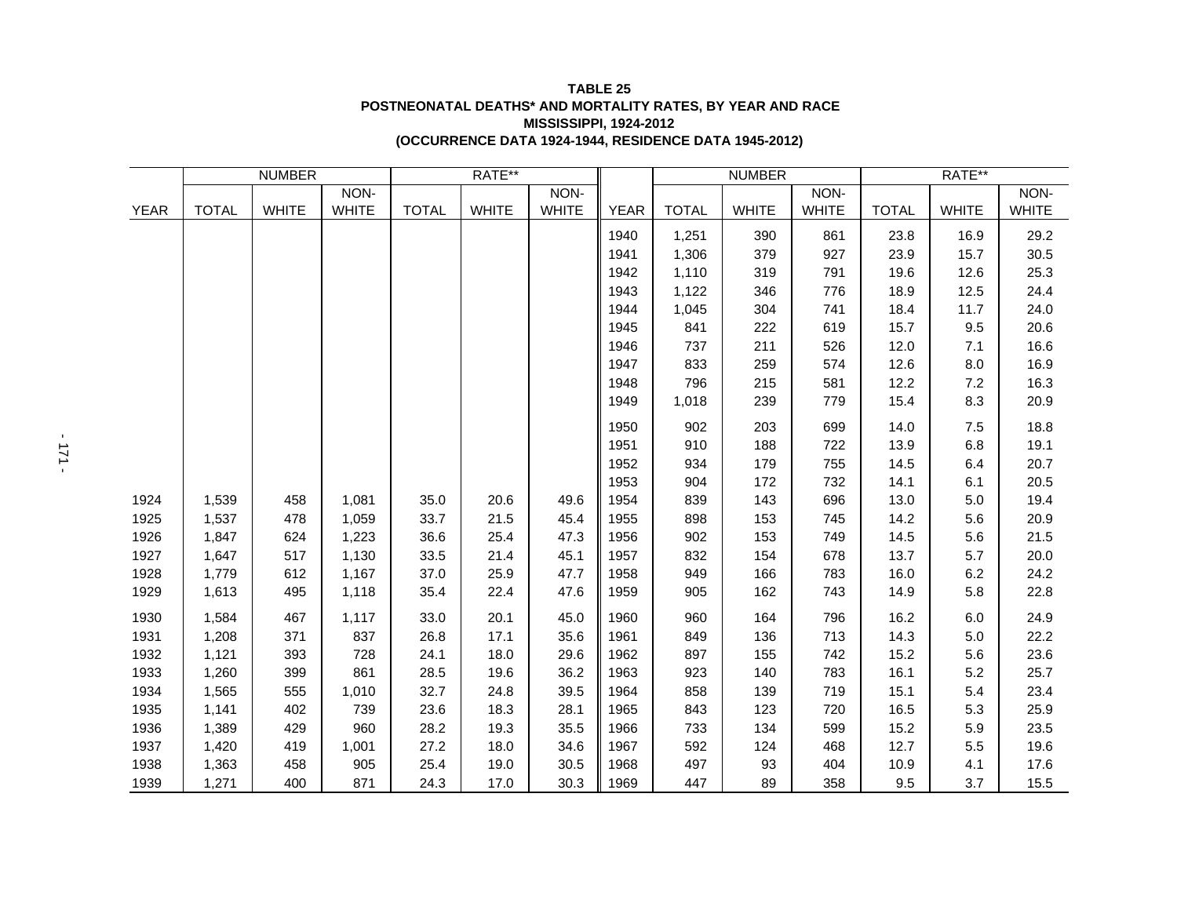**TABLE 25**
**POSTNEONATAL DEATHS* AND MORTALITY RATES, BY YEAR AND RACE**
**MISSISSIPPI, 1924-2012**
**(OCCURRENCE DATA 1924-1944, RESIDENCE DATA 1945-2012)**

| | NUMBER | | | RATE** | | |
|---|---|---|---|---|---|---|
| YEAR | TOTAL | WHITE | NON-WHITE | TOTAL | WHITE | NON-WHITE |
| 1924 | 1,539 | 458 | 1,081 | 35.0 | 20.6 | 49.6 |
| 1925 | 1,537 | 478 | 1,059 | 33.7 | 21.5 | 45.4 |
| 1926 | 1,847 | 624 | 1,223 | 36.6 | 25.4 | 47.3 |
| 1927 | 1,647 | 517 | 1,130 | 33.5 | 21.4 | 45.1 |
| 1928 | 1,779 | 612 | 1,167 | 37.0 | 25.9 | 47.7 |
| 1929 | 1,613 | 495 | 1,118 | 35.4 | 22.4 | 47.6 |
| 1930 | 1,584 | 467 | 1,117 | 33.0 | 20.1 | 45.0 |
| 1931 | 1,208 | 371 | 837 | 26.8 | 17.1 | 35.6 |
| 1932 | 1,121 | 393 | 728 | 24.1 | 18.0 | 29.6 |
| 1933 | 1,260 | 399 | 861 | 28.5 | 19.6 | 36.2 |
| 1934 | 1,565 | 555 | 1,010 | 32.7 | 24.8 | 39.5 |
| 1935 | 1,141 | 402 | 739 | 23.6 | 18.3 | 28.1 |
| 1936 | 1,389 | 429 | 960 | 28.2 | 19.3 | 35.5 |
| 1937 | 1,420 | 419 | 1,001 | 27.2 | 18.0 | 34.6 |
| 1938 | 1,363 | 458 | 905 | 25.4 | 19.0 | 30.5 |
| 1939 | 1,271 | 400 | 871 | 24.3 | 17.0 | 30.3 |
| 1940 | 1,251 | 390 | 861 | 23.8 | 16.9 | 29.2 |
| 1941 | 1,306 | 379 | 927 | 23.9 | 15.7 | 30.5 |
| 1942 | 1,110 | 319 | 791 | 19.6 | 12.6 | 25.3 |
| 1943 | 1,122 | 346 | 776 | 18.9 | 12.5 | 24.4 |
| 1944 | 1,045 | 304 | 741 | 18.4 | 11.7 | 24.0 |
| 1945 | 841 | 222 | 619 | 15.7 | 9.5 | 20.6 |
| 1946 | 737 | 211 | 526 | 12.0 | 7.1 | 16.6 |
| 1947 | 833 | 259 | 574 | 12.6 | 8.0 | 16.9 |
| 1948 | 796 | 215 | 581 | 12.2 | 7.2 | 16.3 |
| 1949 | 1,018 | 239 | 779 | 15.4 | 8.3 | 20.9 |
| 1950 | 902 | 203 | 699 | 14.0 | 7.5 | 18.8 |
| 1951 | 910 | 188 | 722 | 13.9 | 6.8 | 19.1 |
| 1952 | 934 | 179 | 755 | 14.5 | 6.4 | 20.7 |
| 1953 | 904 | 172 | 732 | 14.1 | 6.1 | 20.5 |
| 1954 | 839 | 143 | 696 | 13.0 | 5.0 | 19.4 |
| 1955 | 898 | 153 | 745 | 14.2 | 5.6 | 20.9 |
| 1956 | 902 | 153 | 749 | 14.5 | 5.6 | 21.5 |
| 1957 | 832 | 154 | 678 | 13.7 | 5.7 | 20.0 |
| 1958 | 949 | 166 | 783 | 16.0 | 6.2 | 24.2 |
| 1959 | 905 | 162 | 743 | 14.9 | 5.8 | 22.8 |
| 1960 | 960 | 164 | 796 | 16.2 | 6.0 | 24.9 |
| 1961 | 849 | 136 | 713 | 14.3 | 5.0 | 22.2 |
| 1962 | 897 | 155 | 742 | 15.2 | 5.6 | 23.6 |
| 1963 | 923 | 140 | 783 | 16.1 | 5.2 | 25.7 |
| 1964 | 858 | 139 | 719 | 15.1 | 5.4 | 23.4 |
| 1965 | 843 | 123 | 720 | 16.5 | 5.3 | 25.9 |
| 1966 | 733 | 134 | 599 | 15.2 | 5.9 | 23.5 |
| 1967 | 592 | 124 | 468 | 12.7 | 5.5 | 19.6 |
| 1968 | 497 | 93 | 404 | 10.9 | 4.1 | 17.6 |
| 1969 | 447 | 89 | 358 | 9.5 | 3.7 | 15.5 |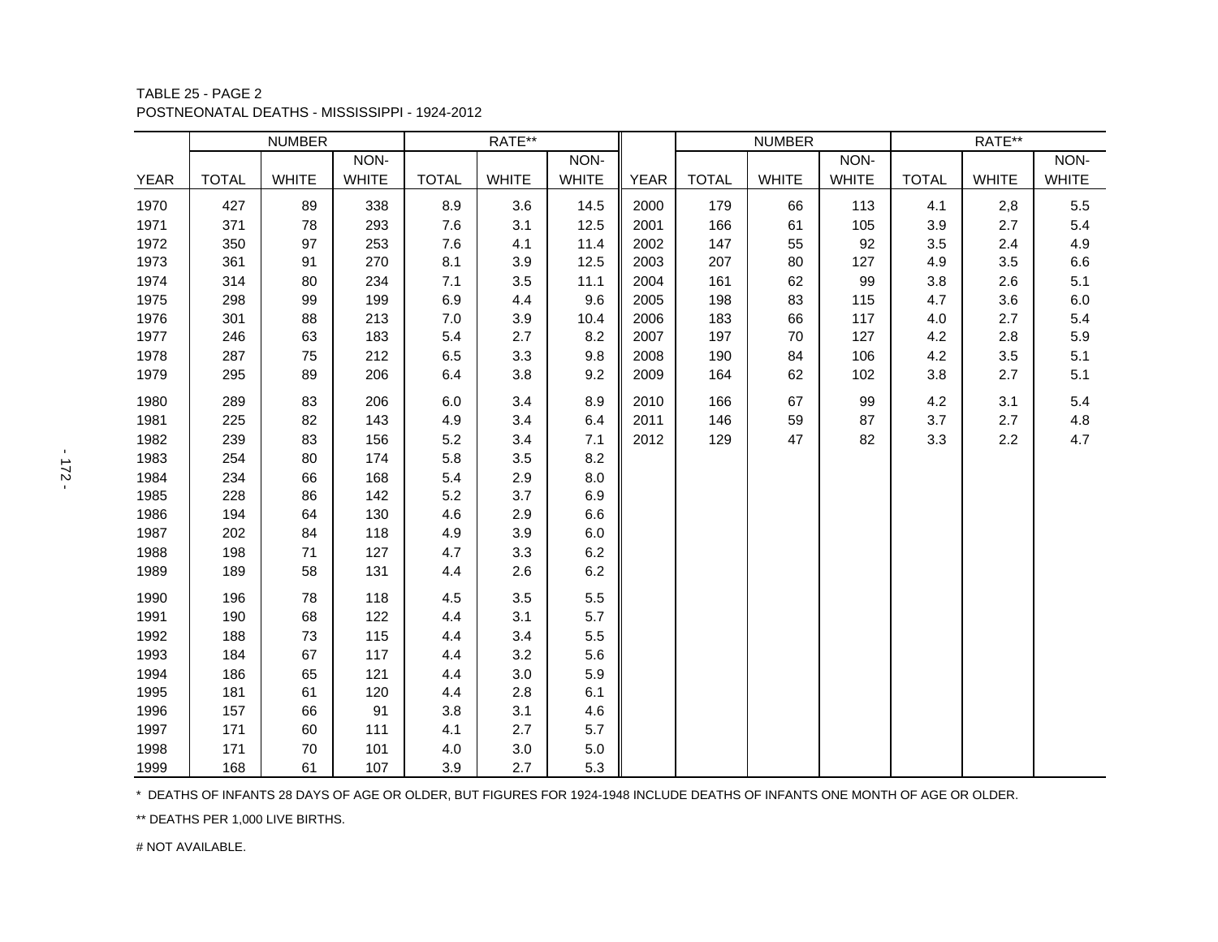TABLE 25 - PAGE 2

POSTNEONATAL DEATHS - MISSISSIPPI - 1924-2012

| | NUMBER | | | RATE** | | | | NUMBER | | | RATE** | | |
|---|---|---|---|---|---|---|---|---|---|---|---|---|---|
| YEAR | TOTAL | WHITE | NON-WHITE | TOTAL | WHITE | NON-WHITE | YEAR | TOTAL | WHITE | NON-WHITE | TOTAL | WHITE | NON-WHITE |
| 1970 | 427 | 89 | 338 | 8.9 | 3.6 | 14.5 | 2000 | 179 | 66 | 113 | 4.1 | 2,8 | 5.5 |
| 1971 | 371 | 78 | 293 | 7.6 | 3.1 | 12.5 | 2001 | 166 | 61 | 105 | 3.9 | 2.7 | 5.4 |
| 1972 | 350 | 97 | 253 | 7.6 | 4.1 | 11.4 | 2002 | 147 | 55 | 92 | 3.5 | 2.4 | 4.9 |
| 1973 | 361 | 91 | 270 | 8.1 | 3.9 | 12.5 | 2003 | 207 | 80 | 127 | 4.9 | 3.5 | 6.6 |
| 1974 | 314 | 80 | 234 | 7.1 | 3.5 | 11.1 | 2004 | 161 | 62 | 99 | 3.8 | 2.6 | 5.1 |
| 1975 | 298 | 99 | 199 | 6.9 | 4.4 | 9.6 | 2005 | 198 | 83 | 115 | 4.7 | 3.6 | 6.0 |
| 1976 | 301 | 88 | 213 | 7.0 | 3.9 | 10.4 | 2006 | 183 | 66 | 117 | 4.0 | 2.7 | 5.4 |
| 1977 | 246 | 63 | 183 | 5.4 | 2.7 | 8.2 | 2007 | 197 | 70 | 127 | 4.2 | 2.8 | 5.9 |
| 1978 | 287 | 75 | 212 | 6.5 | 3.3 | 9.8 | 2008 | 190 | 84 | 106 | 4.2 | 3.5 | 5.1 |
| 1979 | 295 | 89 | 206 | 6.4 | 3.8 | 9.2 | 2009 | 164 | 62 | 102 | 3.8 | 2.7 | 5.1 |
| 1980 | 289 | 83 | 206 | 6.0 | 3.4 | 8.9 | 2010 | 166 | 67 | 99 | 4.2 | 3.1 | 5.4 |
| 1981 | 225 | 82 | 143 | 4.9 | 3.4 | 6.4 | 2011 | 146 | 59 | 87 | 3.7 | 2.7 | 4.8 |
| 1982 | 239 | 83 | 156 | 5.2 | 3.4 | 7.1 | 2012 | 129 | 47 | 82 | 3.3 | 2.2 | 4.7 |
| 1983 | 254 | 80 | 174 | 5.8 | 3.5 | 8.2 | | | | | | | |
| 1984 | 234 | 66 | 168 | 5.4 | 2.9 | 8.0 | | | | | | | |
| 1985 | 228 | 86 | 142 | 5.2 | 3.7 | 6.9 | | | | | | | |
| 1986 | 194 | 64 | 130 | 4.6 | 2.9 | 6.6 | | | | | | | |
| 1987 | 202 | 84 | 118 | 4.9 | 3.9 | 6.0 | | | | | | | |
| 1988 | 198 | 71 | 127 | 4.7 | 3.3 | 6.2 | | | | | | | |
| 1989 | 189 | 58 | 131 | 4.4 | 2.6 | 6.2 | | | | | | | |
| 1990 | 196 | 78 | 118 | 4.5 | 3.5 | 5.5 | | | | | | | |
| 1991 | 190 | 68 | 122 | 4.4 | 3.1 | 5.7 | | | | | | | |
| 1992 | 188 | 73 | 115 | 4.4 | 3.4 | 5.5 | | | | | | | |
| 1993 | 184 | 67 | 117 | 4.4 | 3.2 | 5.6 | | | | | | | |
| 1994 | 186 | 65 | 121 | 4.4 | 3.0 | 5.9 | | | | | | | |
| 1995 | 181 | 61 | 120 | 4.4 | 2.8 | 6.1 | | | | | | | |
| 1996 | 157 | 66 | 91 | 3.8 | 3.1 | 4.6 | | | | | | | |
| 1997 | 171 | 60 | 111 | 4.1 | 2.7 | 5.7 | | | | | | | |
| 1998 | 171 | 70 | 101 | 4.0 | 3.0 | 5.0 | | | | | | | |
| 1999 | 168 | 61 | 107 | 3.9 | 2.7 | 5.3 | | | | | | | |

\* DEATHS OF INFANTS 28 DAYS OF AGE OR OLDER, BUT FIGURES FOR 1924-1948 INCLUDE DEATHS OF INFANTS ONE MONTH OF AGE OR OLDER.

** DEATHS PER 1,000 LIVE BIRTHS.

# NOT AVAILABLE.